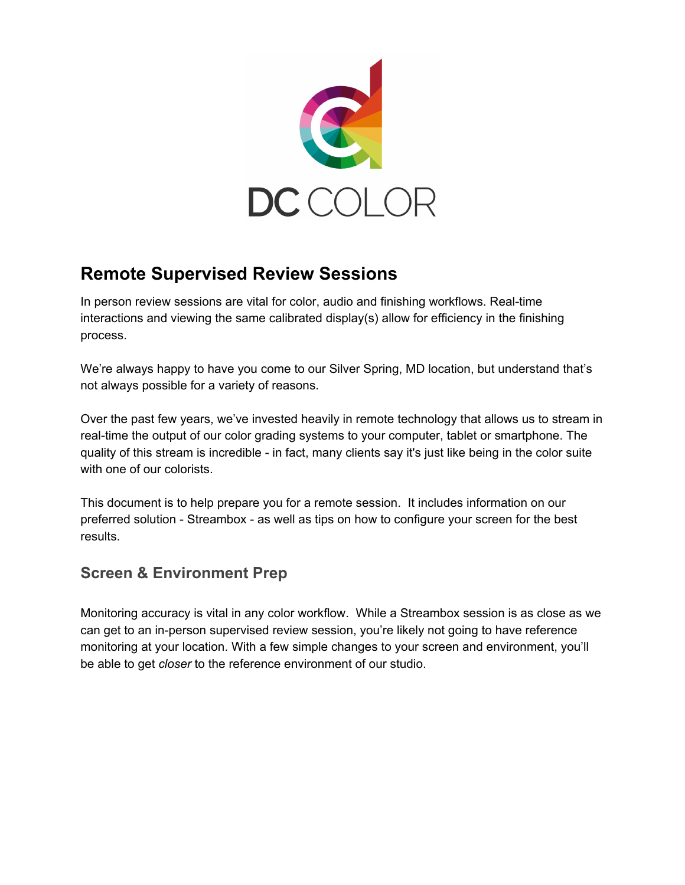# DC COLOR

## Remote Supervised Review Sessions

In person review sessions are vital for color, audio and finishing workflows. Real-time interactions and viewing the same calibrated display(s) allow for efficiency in the finishing process.

We're always happy to have you come to our Silver Spring, MD location, but understand that's not always possible for a variety of reasons.

Over the past few years, we've invested heavily in remote technology that allows us to stream in real-time the output of our color grading systems to your computer, tablet or smartphone. The quality of this stream is incredible - in fact, many clients say it's just like being in the color suite with one of our colorists.

This document is to help prepare you for a remote session. It includes information on our preferred solution - Streambox - as well as tips on how to configure your screen for the best results.

### Screen & Environment Prep

Monitoring accuracy is vital in any color workflow. While a Streambox session is as close as we can get to an in-person supervised review session, you're likely not going to have reference monitoring at your location. With a few simple changes to your screen and environment, you'll be able to get *closer* to the reference environment of our studio.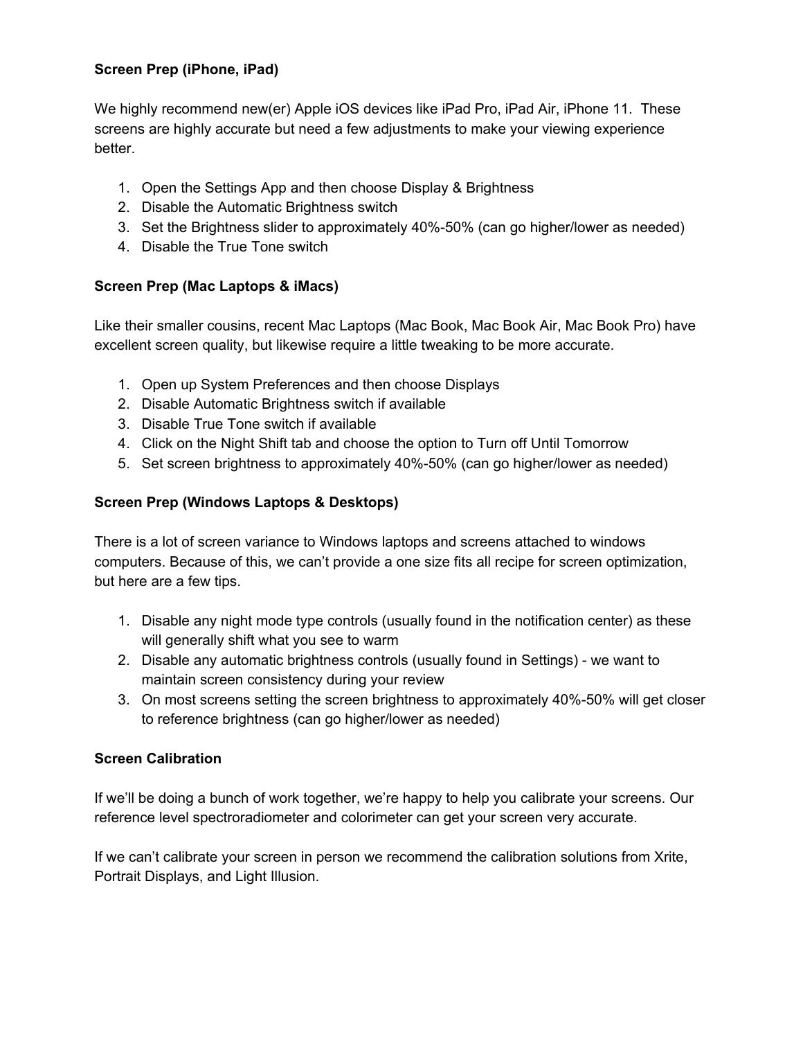**Screen Prep (iPhone, iPad)**

We highly recommend new(er) Apple iOS devices like iPad Pro, iPad Air, iPhone 11. These screens are highly accurate but need a few adjustments to make your viewing experience better.

1. Open the Settings App and then choose Display & Brightness
2. Disable the Automatic Brightness switch
3. Set the Brightness slider to approximately 40%-50% (can go higher/lower as needed)
4. Disable the True Tone switch

**Screen Prep (Mac Laptops & iMacs)**

Like their smaller cousins, recent Mac Laptops (Mac Book, Mac Book Air, Mac Book Pro) have excellent screen quality, but likewise require a little tweaking to be more accurate.

1. Open up System Preferences and then choose Displays
2. Disable Automatic Brightness switch if available
3. Disable True Tone switch if available
4. Click on the Night Shift tab and choose the option to Turn off Until Tomorrow
5. Set screen brightness to approximately 40%-50% (can go higher/lower as needed)

**Screen Prep (Windows Laptops & Desktops)**

There is a lot of screen variance to Windows laptops and screens attached to windows computers. Because of this, we can't provide a one size fits all recipe for screen optimization, but here are a few tips.

1. Disable any night mode type controls (usually found in the notification center) as these will generally shift what you see to warm
2. Disable any automatic brightness controls (usually found in Settings) - we want to maintain screen consistency during your review
3. On most screens setting the screen brightness to approximately 40%-50% will get closer to reference brightness (can go higher/lower as needed)

**Screen Calibration**

If we'll be doing a bunch of work together, we're happy to help you calibrate your screens. Our reference level spectroradiometer and colorimeter can get your screen very accurate.

If we can't calibrate your screen in person we recommend the calibration solutions from Xrite, Portrait Displays, and Light Illusion.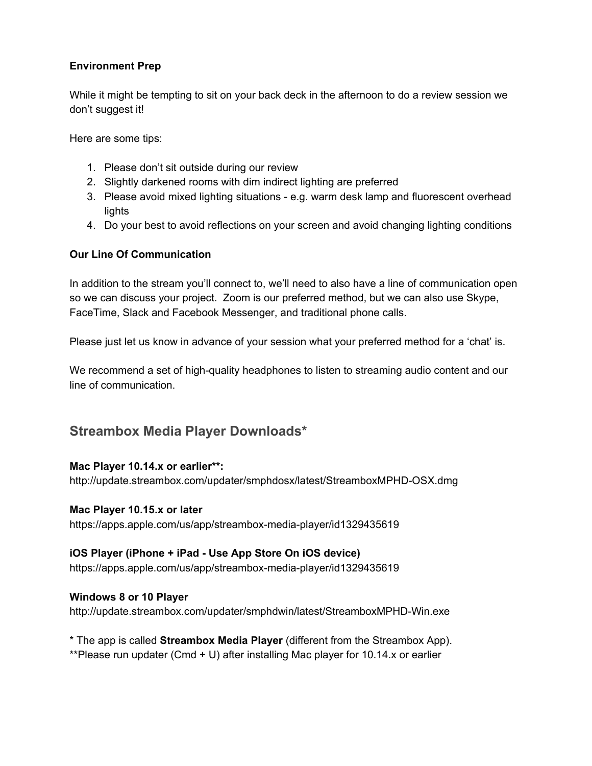**Environment Prep**

While it might be tempting to sit on your back deck in the afternoon to do a review session we don't suggest it!

Here are some tips:

1. Please don't sit outside during our review
2. Slightly darkened rooms with dim indirect lighting are preferred
3. Please avoid mixed lighting situations - e.g. warm desk lamp and fluorescent overhead lights
4. Do your best to avoid reflections on your screen and avoid changing lighting conditions

**Our Line Of Communication**

In addition to the stream you'll connect to, we'll need to also have a line of communication open so we can discuss your project.  Zoom is our preferred method, but we can also use Skype, FaceTime, Slack and Facebook Messenger, and traditional phone calls.

Please just let us know in advance of your session what your preferred method for a 'chat' is.

We recommend a set of high-quality headphones to listen to streaming audio content and our line of communication.

## Streambox Media Player Downloads*

**Mac Player 10.14.x or earlier**:**
http://update.streambox.com/updater/smphdosx/latest/StreamboxMPHD-OSX.dmg

**Mac Player 10.15.x or later**
https://apps.apple.com/us/app/streambox-media-player/id1329435619

**iOS Player (iPhone + iPad - Use App Store On iOS device)**
https://apps.apple.com/us/app/streambox-media-player/id1329435619

**Windows 8 or 10 Player**
http://update.streambox.com/updater/smphdwin/latest/StreamboxMPHD-Win.exe

* The app is called **Streambox Media Player** (different from the Streambox App).
**Please run updater (Cmd + U) after installing Mac player for 10.14.x or earlier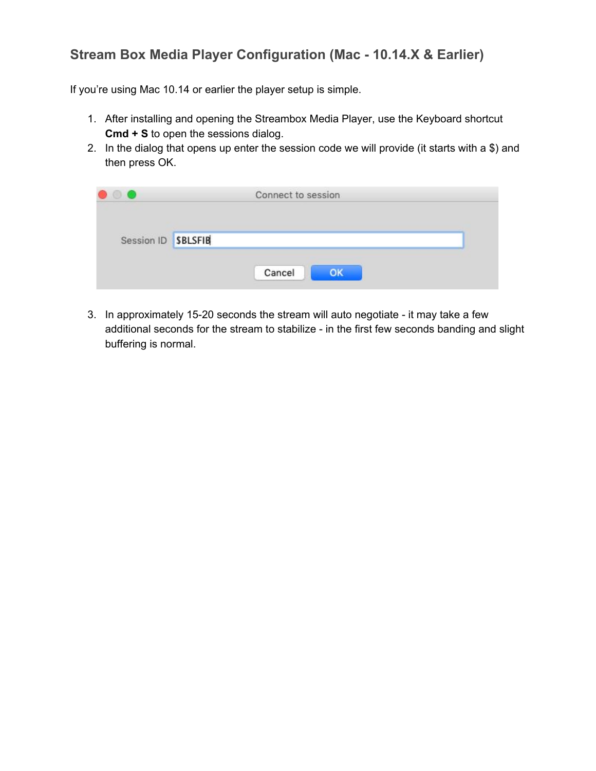## Stream Box Media Player Configuration (Mac - 10.14.X & Earlier)

If you're using Mac 10.14 or earlier the player setup is simple.

1. After installing and opening the Streambox Media Player, use the Keyboard shortcut **Cmd + S** to open the sessions dialog.
2. In the dialog that opens up enter the session code we will provide (it starts with a $) and then press OK.

Connect to session

Session ID $BLSFIB

Cancel OK

3. In approximately 15-20 seconds the stream will auto negotiate - it may take a few additional seconds for the stream to stabilize - in the first few seconds banding and slight buffering is normal.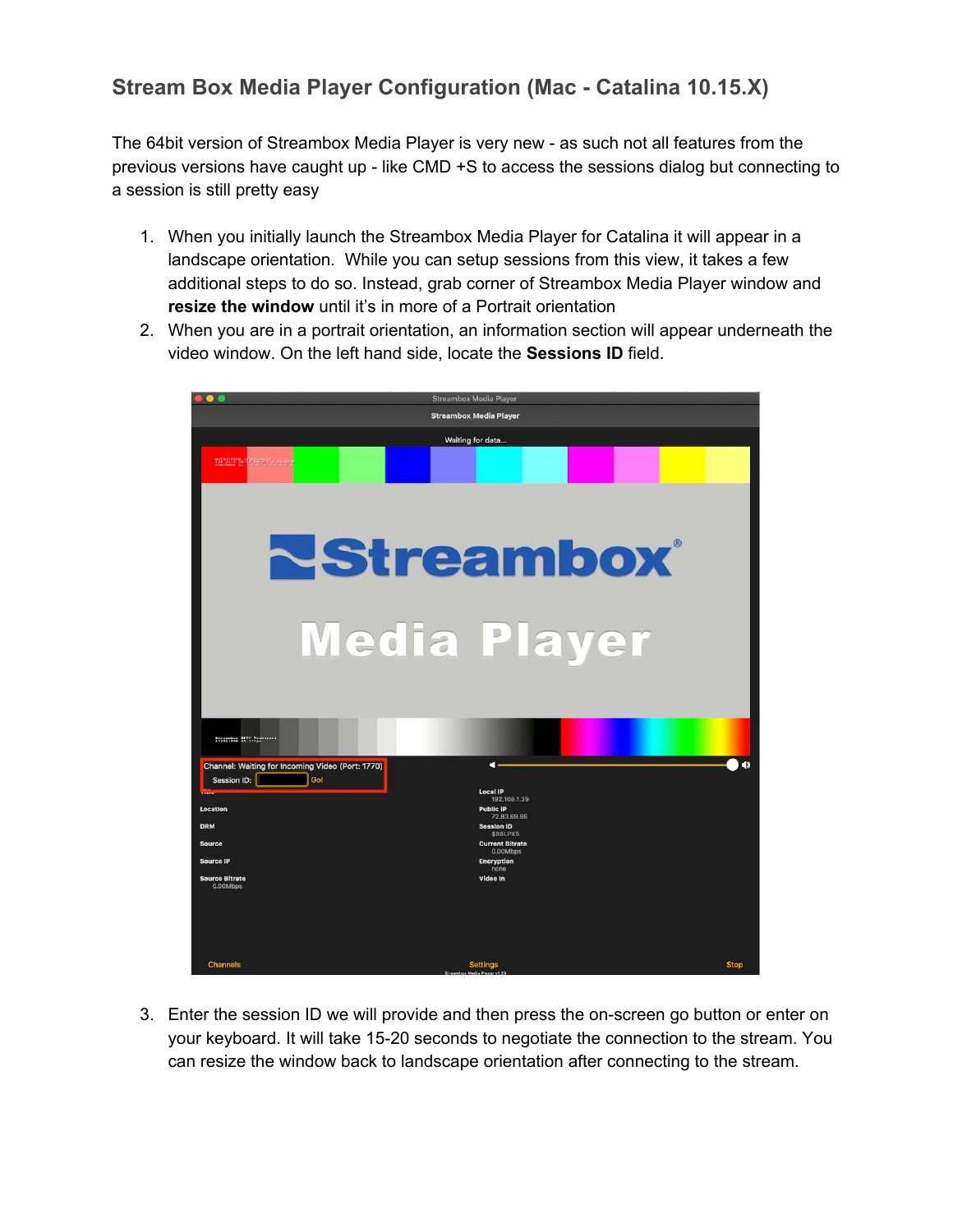## Stream Box Media Player Configuration (Mac - Catalina 10.15.X)

The 64bit version of Streambox Media Player is very new - as such not all features from the previous versions have caught up - like CMD +S to access the sessions dialog but connecting to a session is still pretty easy

1. When you initially launch the Streambox Media Player for Catalina it will appear in a landscape orientation. While you can setup sessions from this view, it takes a few additional steps to do so. Instead, grab corner of Streambox Media Player window and **resize the window** until it's in more of a Portrait orientation
2. When you are in a portrait orientation, an information section will appear underneath the video window. On the left hand side, locate the **Sessions ID** field.
3. Enter the session ID we will provide and then press the on-screen go button or enter on your keyboard. It will take 15-20 seconds to negotiate the connection to the stream. You can resize the window back to landscape orientation after connecting to the stream.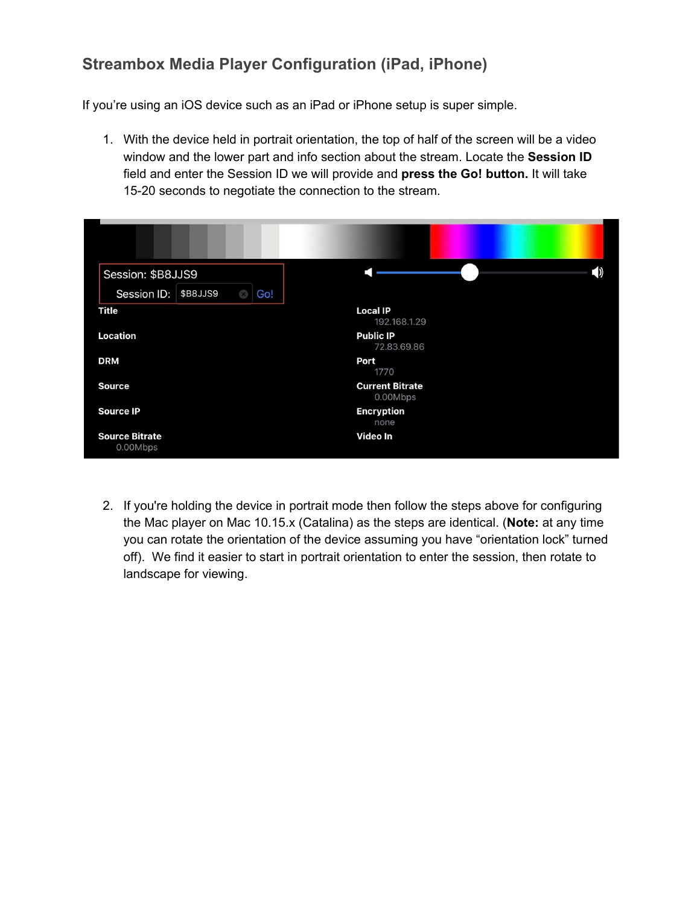## Streambox Media Player Configuration (iPad, iPhone)

If you're using an iOS device such as an iPad or iPhone setup is super simple.

1. With the device held in portrait orientation, the top of half of the screen will be a video window and the lower part and info section about the stream. Locate the **Session ID** field and enter the Session ID we will provide and **press the Go! button.** It will take 15-20 seconds to negotiate the connection to the stream.

2. If you're holding the device in portrait mode then follow the steps above for configuring the Mac player on Mac 10.15.x (Catalina) as the steps are identical. (**Note:** at any time you can rotate the orientation of the device assuming you have "orientation lock" turned off). We find it easier to start in portrait orientation to enter the session, then rotate to landscape for viewing.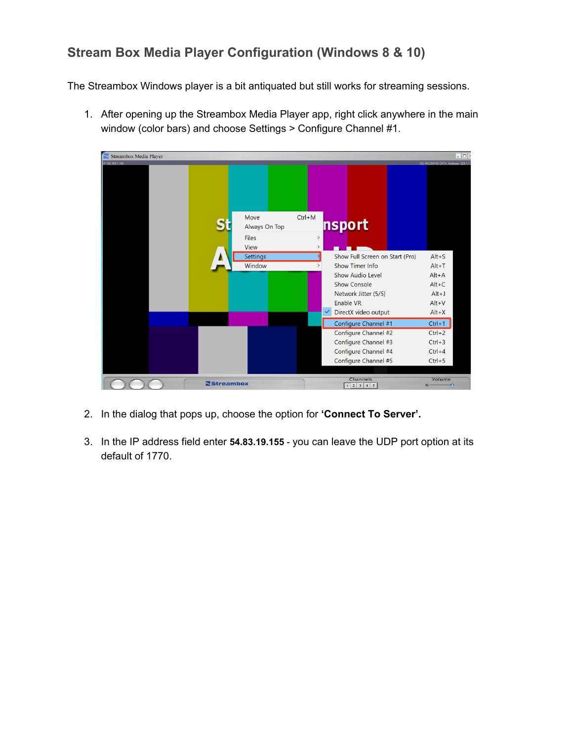## Stream Box Media Player Configuration (Windows 8 & 10)

The Streambox Windows player is a bit antiquated but still works for streaming sessions.

1. After opening up the Streambox Media Player app, right click anywhere in the main window (color bars) and choose Settings > Configure Channel #1.

2. In the dialog that pops up, choose the option for **'Connect To Server'.**

3. In the IP address field enter **54.83.19.155** - you can leave the UDP port option at its default of 1770.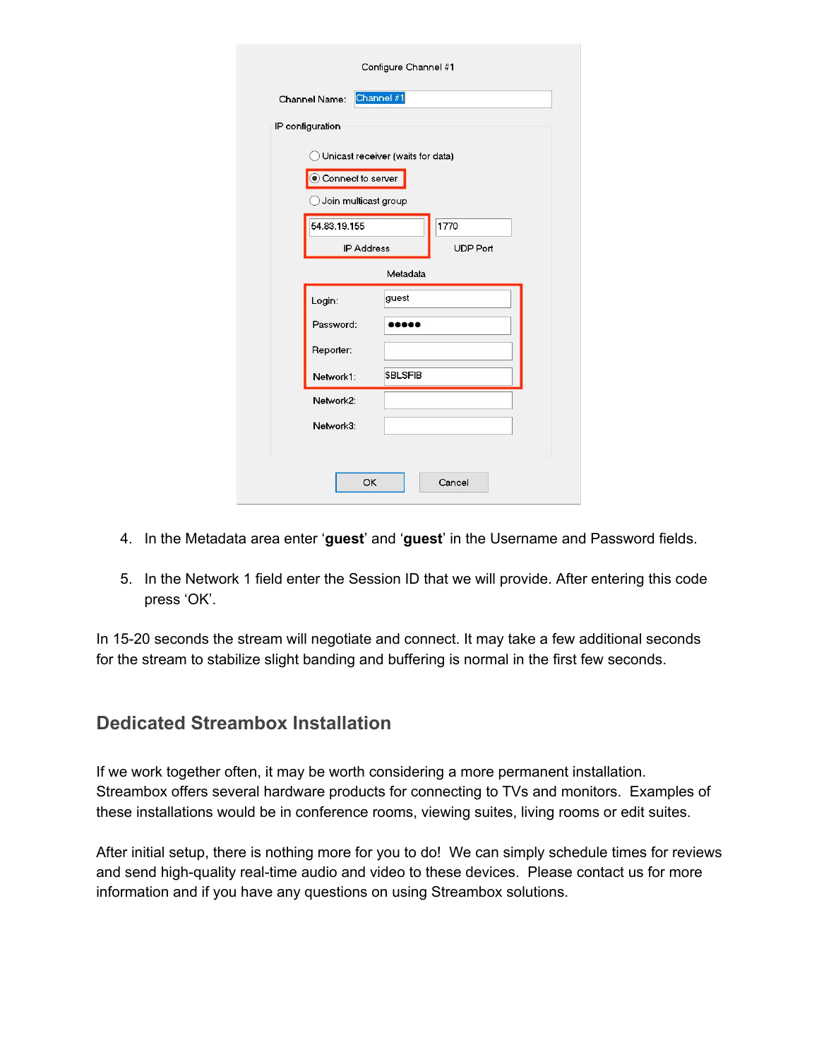4. In the Metadata area enter ‘**guest**’ and ‘**guest**’ in the Username and Password fields.

5. In the Network 1 field enter the Session ID that we will provide. After entering this code press ‘OK’.

In 15-20 seconds the stream will negotiate and connect. It may take a few additional seconds for the stream to stabilize slight banding and buffering is normal in the first few seconds.

## Dedicated Streambox Installation

If we work together often, it may be worth considering a more permanent installation. Streambox offers several hardware products for connecting to TVs and monitors. Examples of these installations would be in conference rooms, viewing suites, living rooms or edit suites.

After initial setup, there is nothing more for you to do! We can simply schedule times for reviews and send high-quality real-time audio and video to these devices. Please contact us for more information and if you have any questions on using Streambox solutions.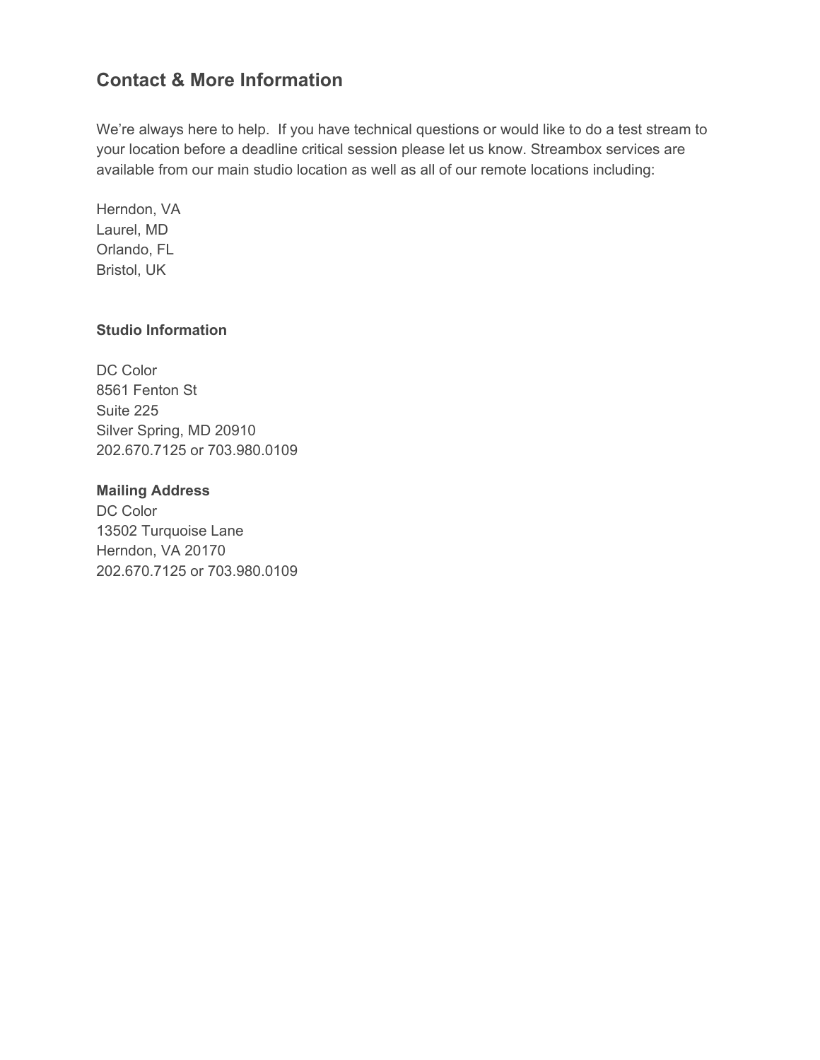## Contact & More Information

We’re always here to help.  If you have technical questions or would like to do a test stream to your location before a deadline critical session please let us know. Streambox services are available from our main studio location as well as all of our remote locations including:

Herndon, VA
Laurel, MD
Orlando, FL
Bristol, UK

**Studio Information**

DC Color
8561 Fenton St
Suite 225
Silver Spring, MD 20910
202.670.7125 or 703.980.0109

**Mailing Address**
DC Color
13502 Turquoise Lane
Herndon, VA 20170
202.670.7125 or 703.980.0109